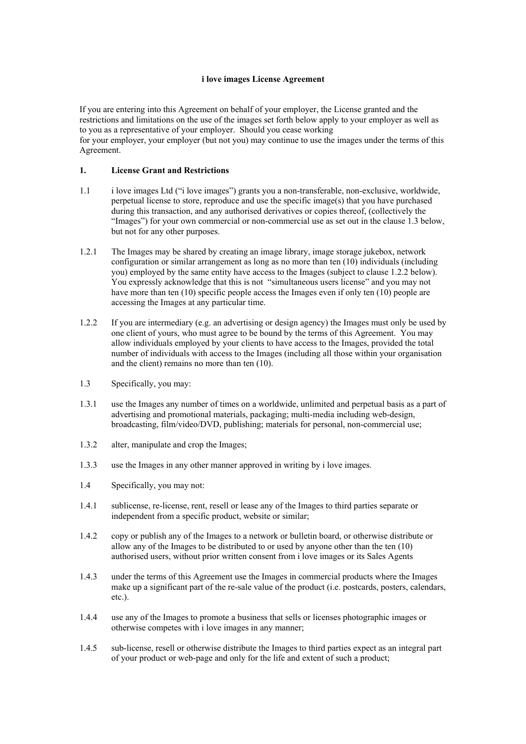# i love images License Agreement

If you are entering into this Agreement on behalf of your employer, the License granted and the restrictions and limitations on the use of the images set forth below apply to your employer as well as to you as a representative of your employer. Should you cease working for your employer, your employer (but not you) may continue to use the images under the terms of this Agreement.

## 1. License Grant and Restrictions

1.1 i love images Ltd ("i love images") grants you a non-transferable, non-exclusive, worldwide, perpetual license to store, reproduce and use the specific image(s) that you have purchased during this transaction, and any authorised derivatives or copies thereof, (collectively the "Images") for your own commercial or non-commercial use as set out in the clause 1.3 below, but not for any other purposes.

1.2.1 The Images may be shared by creating an image library, image storage jukebox, network configuration or similar arrangement as long as no more than ten (10) individuals (including you) employed by the same entity have access to the Images (subject to clause 1.2.2 below). You expressly acknowledge that this is not "simultaneous users license" and you may not have more than ten (10) specific people access the Images even if only ten (10) people are accessing the Images at any particular time.

1.2.2 If you are intermediary (e.g. an advertising or design agency) the Images must only be used by one client of yours, who must agree to be bound by the terms of this Agreement. You may allow individuals employed by your clients to have access to the Images, provided the total number of individuals with access to the Images (including all those within your organisation and the client) remains no more than ten (10).

1.3 Specifically, you may:

1.3.1 use the Images any number of times on a worldwide, unlimited and perpetual basis as a part of advertising and promotional materials, packaging; multi-media including web-design, broadcasting, film/video/DVD, publishing; materials for personal, non-commercial use;

1.3.2 alter, manipulate and crop the Images;

1.3.3 use the Images in any other manner approved in writing by i love images.

1.4 Specifically, you may not:

1.4.1 sublicense, re-license, rent, resell or lease any of the Images to third parties separate or independent from a specific product, website or similar;

1.4.2 copy or publish any of the Images to a network or bulletin board, or otherwise distribute or allow any of the Images to be distributed to or used by anyone other than the ten (10) authorised users, without prior written consent from i love images or its Sales Agents

1.4.3 under the terms of this Agreement use the Images in commercial products where the Images make up a significant part of the re-sale value of the product (i.e. postcards, posters, calendars, etc.).

1.4.4 use any of the Images to promote a business that sells or licenses photographic images or otherwise competes with i love images in any manner;

1.4.5 sub-license, resell or otherwise distribute the Images to third parties expect as an integral part of your product or web-page and only for the life and extent of such a product;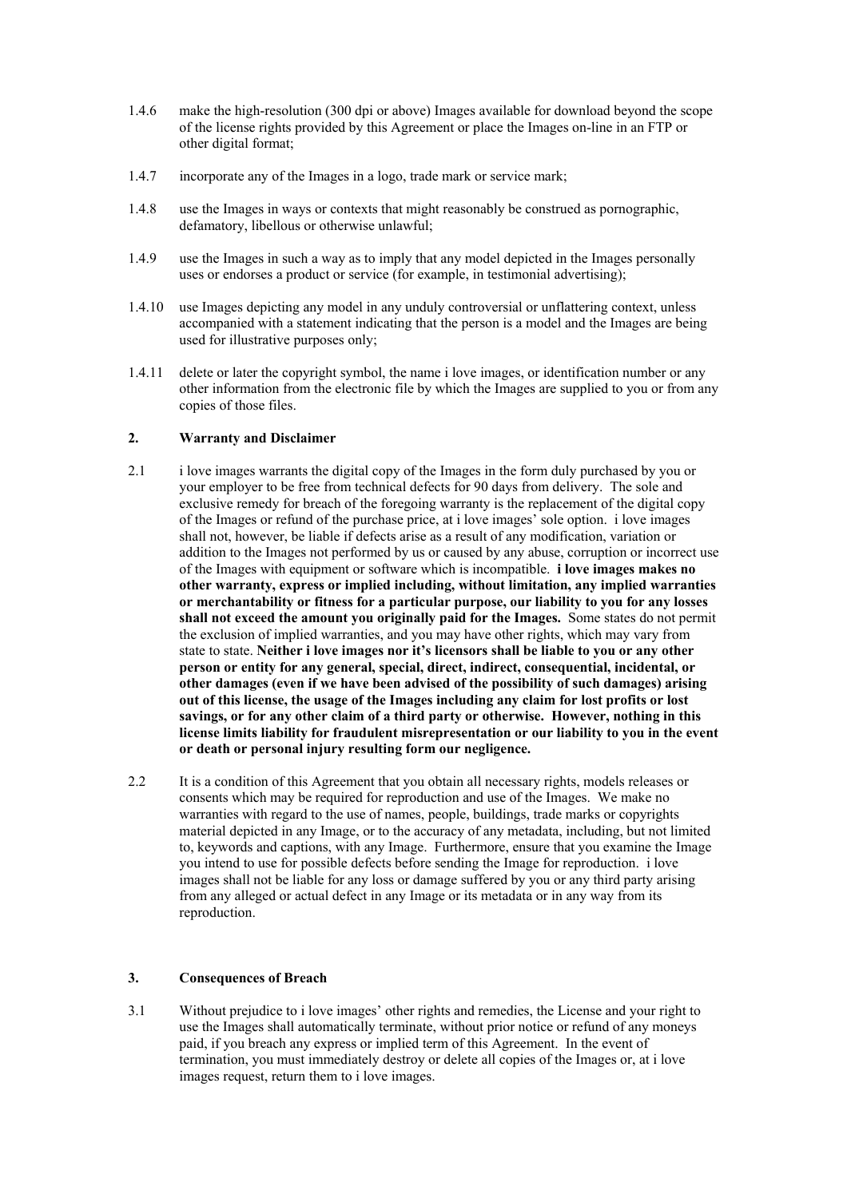1.4.6 make the high-resolution (300 dpi or above) Images available for download beyond the scope of the license rights provided by this Agreement or place the Images on-line in an FTP or other digital format;

1.4.7 incorporate any of the Images in a logo, trade mark or service mark;

1.4.8 use the Images in ways or contexts that might reasonably be construed as pornographic, defamatory, libellous or otherwise unlawful;

1.4.9 use the Images in such a way as to imply that any model depicted in the Images personally uses or endorses a product or service (for example, in testimonial advertising);

1.4.10 use Images depicting any model in any unduly controversial or unflattering context, unless accompanied with a statement indicating that the person is a model and the Images are being used for illustrative purposes only;

1.4.11 delete or later the copyright symbol, the name i love images, or identification number or any other information from the electronic file by which the Images are supplied to you or from any copies of those files.

## 2. Warranty and Disclaimer

2.1 i love images warrants the digital copy of the Images in the form duly purchased by you or your employer to be free from technical defects for 90 days from delivery. The sole and exclusive remedy for breach of the foregoing warranty is the replacement of the digital copy of the Images or refund of the purchase price, at i love images' sole option. i love images shall not, however, be liable if defects arise as a result of any modification, variation or addition to the Images not performed by us or caused by any abuse, corruption or incorrect use of the Images with equipment or software which is incompatible. **i love images makes no other warranty, express or implied including, without limitation, any implied warranties or merchantability or fitness for a particular purpose, our liability to you for any losses shall not exceed the amount you originally paid for the Images.** Some states do not permit the exclusion of implied warranties, and you may have other rights, which may vary from state to state. **Neither i love images nor it's licensors shall be liable to you or any other person or entity for any general, special, direct, indirect, consequential, incidental, or other damages (even if we have been advised of the possibility of such damages) arising out of this license, the usage of the Images including any claim for lost profits or lost savings, or for any other claim of a third party or otherwise. However, nothing in this license limits liability for fraudulent misrepresentation or our liability to you in the event or death or personal injury resulting form our negligence.**

2.2 It is a condition of this Agreement that you obtain all necessary rights, models releases or consents which may be required for reproduction and use of the Images. We make no warranties with regard to the use of names, people, buildings, trade marks or copyrights material depicted in any Image, or to the accuracy of any metadata, including, but not limited to, keywords and captions, with any Image. Furthermore, ensure that you examine the Image you intend to use for possible defects before sending the Image for reproduction. i love images shall not be liable for any loss or damage suffered by you or any third party arising from any alleged or actual defect in any Image or its metadata or in any way from its reproduction.

## 3. Consequences of Breach

3.1 Without prejudice to i love images' other rights and remedies, the License and your right to use the Images shall automatically terminate, without prior notice or refund of any moneys paid, if you breach any express or implied term of this Agreement. In the event of termination, you must immediately destroy or delete all copies of the Images or, at i love images request, return them to i love images.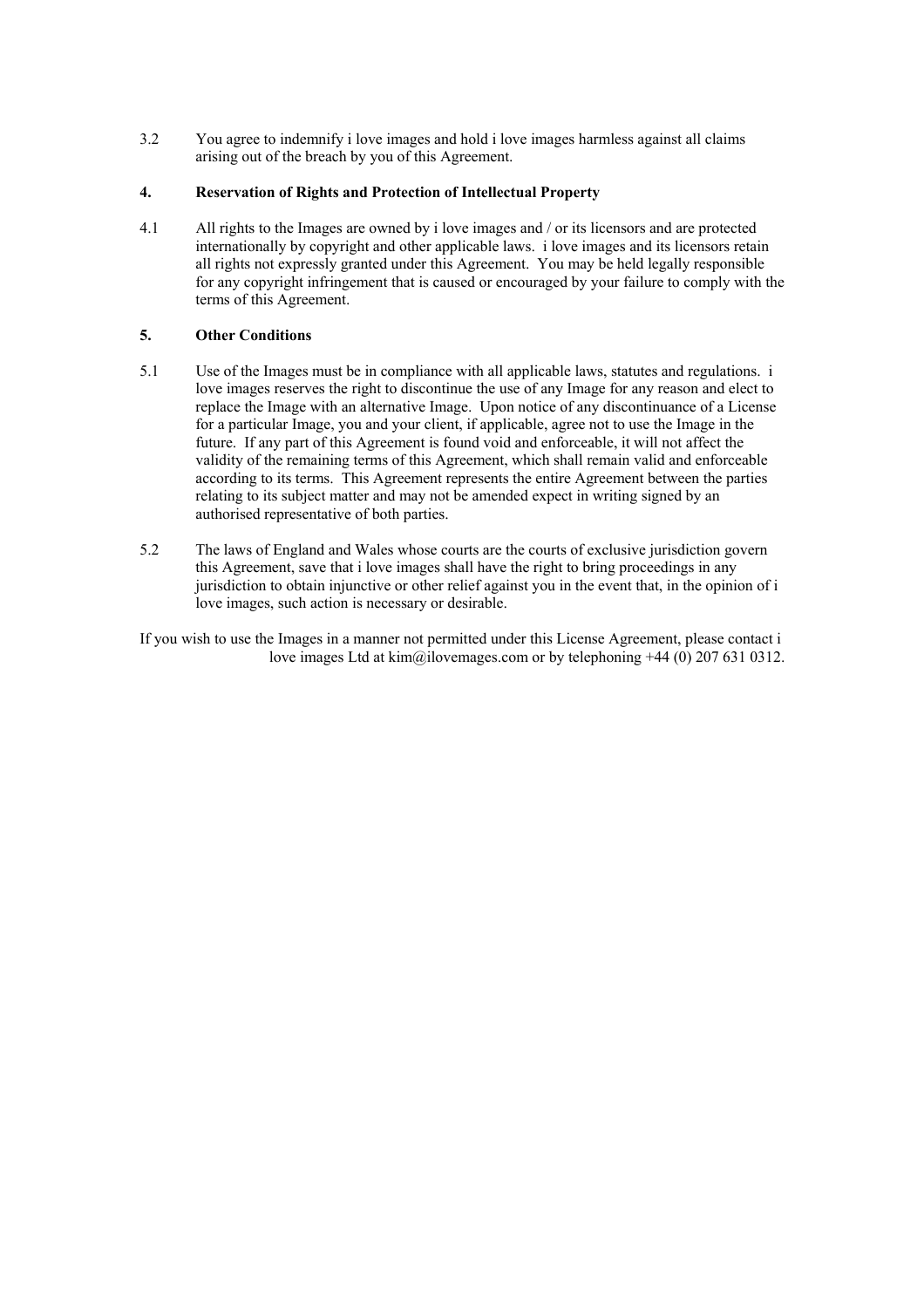3.2 You agree to indemnify i love images and hold i love images harmless against all claims arising out of the breach by you of this Agreement.

**4. Reservation of Rights and Protection of Intellectual Property**

4.1 All rights to the Images are owned by i love images and / or its licensors and are protected internationally by copyright and other applicable laws. i love images and its licensors retain all rights not expressly granted under this Agreement. You may be held legally responsible for any copyright infringement that is caused or encouraged by your failure to comply with the terms of this Agreement.

**5. Other Conditions**

5.1 Use of the Images must be in compliance with all applicable laws, statutes and regulations. i love images reserves the right to discontinue the use of any Image for any reason and elect to replace the Image with an alternative Image. Upon notice of any discontinuance of a License for a particular Image, you and your client, if applicable, agree not to use the Image in the future. If any part of this Agreement is found void and enforceable, it will not affect the validity of the remaining terms of this Agreement, which shall remain valid and enforceable according to its terms. This Agreement represents the entire Agreement between the parties relating to its subject matter and may not be amended expect in writing signed by an authorised representative of both parties.

5.2 The laws of England and Wales whose courts are the courts of exclusive jurisdiction govern this Agreement, save that i love images shall have the right to bring proceedings in any jurisdiction to obtain injunctive or other relief against you in the event that, in the opinion of i love images, such action is necessary or desirable.

If you wish to use the Images in a manner not permitted under this License Agreement, please contact i love images Ltd at kim@ilovemages.com or by telephoning +44 (0) 207 631 0312.